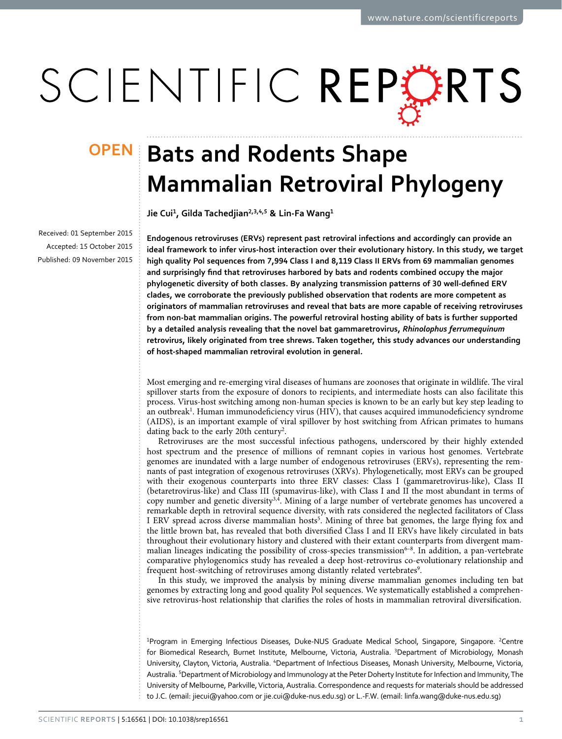OPEN

# Bats and Rodents Shape Mammalian Retroviral Phylogeny

**Jie Cui[1], Gilda Tachedjian[2,3,4,5] & Lin-Fa Wang[1]**

Received: 01 September 2015

Accepted: 15 October 2015

Published: 09 November 2015

**Endogenous retroviruses (ERVs) represent past retroviral infections and accordingly can provide an ideal framework to infer virus-host interaction over their evolutionary history. In this study, we target high quality Pol sequences from 7,994 Class I and 8,119 Class II ERVs from 69 mammalian genomes and surprisingly find that retroviruses harbored by bats and rodents combined occupy the major phylogenetic diversity of both classes. By analyzing transmission patterns of 30 well-defined ERV clades, we corroborate the previously published observation that rodents are more competent as originators of mammalian retroviruses and reveal that bats are more capable of receiving retroviruses from non-bat mammalian origins. The powerful retroviral hosting ability of bats is further supported by a detailed analysis revealing that the novel bat gammaretrovirus, *Rhinolophus ferrumequinum* retrovirus, likely originated from tree shrews. Taken together, this study advances our understanding of host-shaped mammalian retroviral evolution in general.**

Most emerging and re-emerging viral diseases of humans are zoonoses that originate in wildlife. The viral spillover starts from the exposure of donors to recipients, and intermediate hosts can also facilitate this process. Virus-host switching among non-human species is known to be an early but key step leading to an outbreak[1]. Human immunodeficiency virus (HIV), that causes acquired immunodeficiency syndrome (AIDS), is an important example of viral spillover by host switching from African primates to humans dating back to the early 20th century[2].

Retroviruses are the most successful infectious pathogens, underscored by their highly extended host spectrum and the presence of millions of remnant copies in various host genomes. Vertebrate genomes are inundated with a large number of endogenous retroviruses (ERVs), representing the remnants of past integration of exogenous retroviruses (XRVs). Phylogenetically, most ERVs can be grouped with their exogenous counterparts into three ERV classes: Class I (gammaretrovirus-like), Class II (betaretrovirus-like) and Class III (spumavirus-like), with Class I and II the most abundant in terms of copy number and genetic diversity[3,4]. Mining of a large number of vertebrate genomes has uncovered a remarkable depth in retroviral sequence diversity, with rats considered the neglected facilitators of Class I ERV spread across diverse mammalian hosts[5]. Mining of three bat genomes, the large flying fox and the little brown bat, has revealed that both diversified Class I and II ERVs have likely circulated in bats throughout their evolutionary history and clustered with their extant counterparts from divergent mammalian lineages indicating the possibility of cross-species transmission[6–8]. In addition, a pan-vertebrate comparative phylogenomics study has revealed a deep host-retrovirus co-evolutionary relationship and frequent host-switching of retroviruses among distantly related vertebrates[9].

In this study, we improved the analysis by mining diverse mammalian genomes including ten bat genomes by extracting long and good quality Pol sequences. We systematically established a comprehensive retrovirus-host relationship that clarifies the roles of hosts in mammalian retroviral diversification.

[1]Program in Emerging Infectious Diseases, Duke-NUS Graduate Medical School, Singapore, Singapore. [2]Centre for Biomedical Research, Burnet Institute, Melbourne, Victoria, Australia. [3]Department of Microbiology, Monash University, Clayton, Victoria, Australia. [4]Department of Infectious Diseases, Monash University, Melbourne, Victoria, Australia. [5]Department of Microbiology and Immunology at the Peter Doherty Institute for Infection and Immunity, The University of Melbourne, Parkville, Victoria, Australia. Correspondence and requests for materials should be addressed to J.C. (email: jiecui@yahoo.com or jie.cui@duke-nus.edu.sg) or L.-F.W. (email: linfa.wang@duke-nus.edu.sg)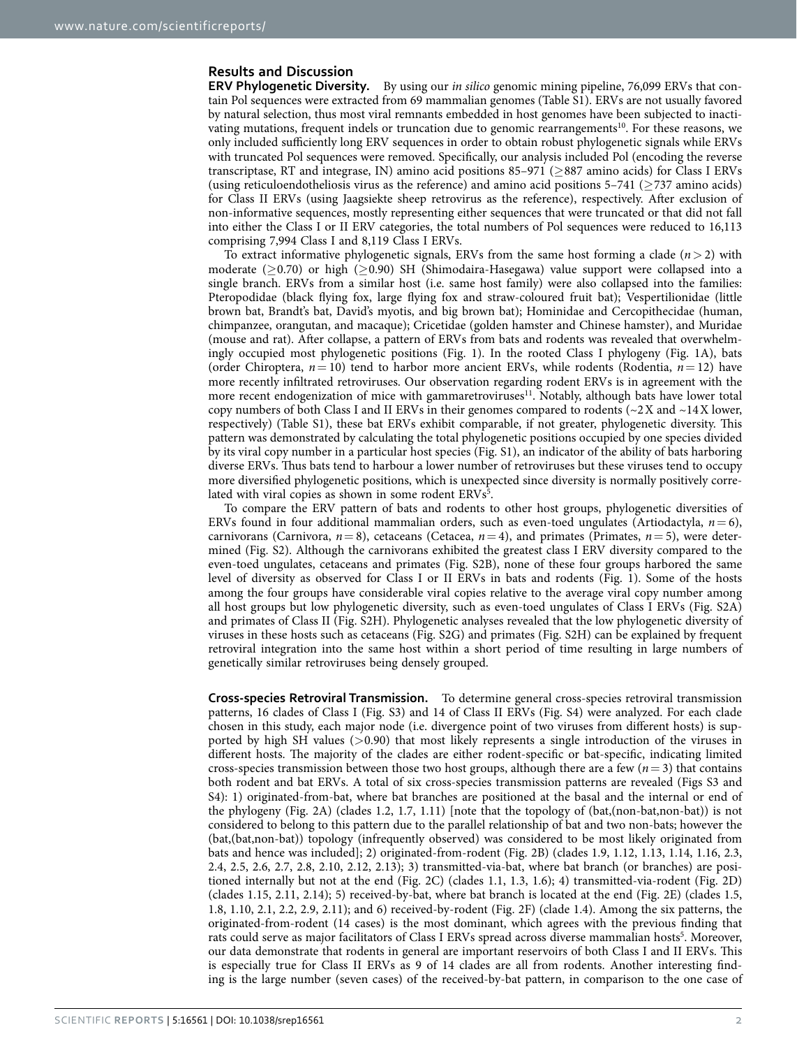## Results and Discussion

**ERV Phylogenetic Diversity.** By using our *in silico* genomic mining pipeline, 76,099 ERVs that contain Pol sequences were extracted from 69 mammalian genomes (Table S1). ERVs are not usually favored by natural selection, thus most viral remnants embedded in host genomes have been subjected to inactivating mutations, frequent indels or truncation due to genomic rearrangements[10]. For these reasons, we only included sufficiently long ERV sequences in order to obtain robust phylogenetic signals while ERVs with truncated Pol sequences were removed. Specifically, our analysis included Pol (encoding the reverse transcriptase, RT and integrase, IN) amino acid positions 85–971 ($\geq$887 amino acids) for Class I ERVs (using reticuloendotheliosis virus as the reference) and amino acid positions 5–741 ($\geq$737 amino acids) for Class II ERVs (using Jaagsiekte sheep retrovirus as the reference), respectively. After exclusion of non-informative sequences, mostly representing either sequences that were truncated or that did not fall into either the Class I or II ERV categories, the total numbers of Pol sequences were reduced to 16,113 comprising 7,994 Class I and 8,119 Class I ERVs.

To extract informative phylogenetic signals, ERVs from the same host forming a clade ($n > 2$) with moderate ($\geq$0.70) or high ($\geq$0.90) SH (Shimodaira-Hasegawa) value support were collapsed into a single branch. ERVs from a similar host (i.e. same host family) were also collapsed into the families: Pteropodidae (black flying fox, large flying fox and straw-coloured fruit bat); Vespertilionidae (little brown bat, Brandt's bat, David's myotis, and big brown bat); Hominidae and Cercopithecidae (human, chimpanzee, orangutan, and macaque); Cricetidae (golden hamster and Chinese hamster), and Muridae (mouse and rat). After collapse, a pattern of ERVs from bats and rodents was revealed that overwhelmingly occupied most phylogenetic positions (Fig. 1). In the rooted Class I phylogeny (Fig. 1A), bats (order Chiroptera, $n = 10$) tend to harbor more ancient ERVs, while rodents (Rodentia, $n = 12$) have more recently infiltrated retroviruses. Our observation regarding rodent ERVs is in agreement with the more recent endogenization of mice with gammaretroviruses[11]. Notably, although bats have lower total copy numbers of both Class I and II ERVs in their genomes compared to rodents (~2X and ~14X lower, respectively) (Table S1), these bat ERVs exhibit comparable, if not greater, phylogenetic diversity. This pattern was demonstrated by calculating the total phylogenetic positions occupied by one species divided by its viral copy number in a particular host species (Fig. S1), an indicator of the ability of bats harboring diverse ERVs. Thus bats tend to harbour a lower number of retroviruses but these viruses tend to occupy more diversified phylogenetic positions, which is unexpected since diversity is normally positively correlated with viral copies as shown in some rodent ERVs[5].

To compare the ERV pattern of bats and rodents to other host groups, phylogenetic diversities of ERVs found in four additional mammalian orders, such as even-toed ungulates (Artiodactyla, $n = 6$), carnivorans (Carnivora, $n = 8$), cetaceans (Cetacea, $n = 4$), and primates (Primates, $n = 5$), were determined (Fig. S2). Although the carnivorans exhibited the greatest class I ERV diversity compared to the even-toed ungulates, cetaceans and primates (Fig. S2B), none of these four groups harbored the same level of diversity as observed for Class I or II ERVs in bats and rodents (Fig. 1). Some of the hosts among the four groups have considerable viral copies relative to the average viral copy number among all host groups but low phylogenetic diversity, such as even-toed ungulates of Class I ERVs (Fig. S2A) and primates of Class II (Fig. S2H). Phylogenetic analyses revealed that the low phylogenetic diversity of viruses in these hosts such as cetaceans (Fig. S2G) and primates (Fig. S2H) can be explained by frequent retroviral integration into the same host within a short period of time resulting in large numbers of genetically similar retroviruses being densely grouped.

**Cross-species Retroviral Transmission.** To determine general cross-species retroviral transmission patterns, 16 clades of Class I (Fig. S3) and 14 of Class II ERVs (Fig. S4) were analyzed. For each clade chosen in this study, each major node (i.e. divergence point of two viruses from different hosts) is supported by high SH values (>0.90) that most likely represents a single introduction of the viruses in different hosts. The majority of the clades are either rodent-specific or bat-specific, indicating limited cross-species transmission between those two host groups, although there are a few ($n = 3$) that contains both rodent and bat ERVs. A total of six cross-species transmission patterns are revealed (Figs S3 and S4): 1) originated-from-bat, where bat branches are positioned at the basal and the internal or end of the phylogeny (Fig. 2A) (clades 1.2, 1.7, 1.11) [note that the topology of (bat,(non-bat,non-bat)) is not considered to belong to this pattern due to the parallel relationship of bat and two non-bats; however the (bat,(bat,non-bat)) topology (infrequently observed) was considered to be most likely originated from bats and hence was included]; 2) originated-from-rodent (Fig. 2B) (clades 1.9, 1.12, 1.13, 1.14, 1.16, 2.3, 2.4, 2.5, 2.6, 2.7, 2.8, 2.10, 2.12, 2.13); 3) transmitted-via-bat, where bat branch (or branches) are positioned internally but not at the end (Fig. 2C) (clades 1.1, 1.3, 1.6); 4) transmitted-via-rodent (Fig. 2D) (clades 1.15, 2.11, 2.14); 5) received-by-bat, where bat branch is located at the end (Fig. 2E) (clades 1.5, 1.8, 1.10, 2.1, 2.2, 2.9, 2.11); and 6) received-by-rodent (Fig. 2F) (clade 1.4). Among the six patterns, the originated-from-rodent (14 cases) is the most dominant, which agrees with the previous finding that rats could serve as major facilitators of Class I ERVs spread across diverse mammalian hosts[5]. Moreover, our data demonstrate that rodents in general are important reservoirs of both Class I and II ERVs. This is especially true for Class II ERVs as 9 of 14 clades are all from rodents. Another interesting finding is the large number (seven cases) of the received-by-bat pattern, in comparison to the one case of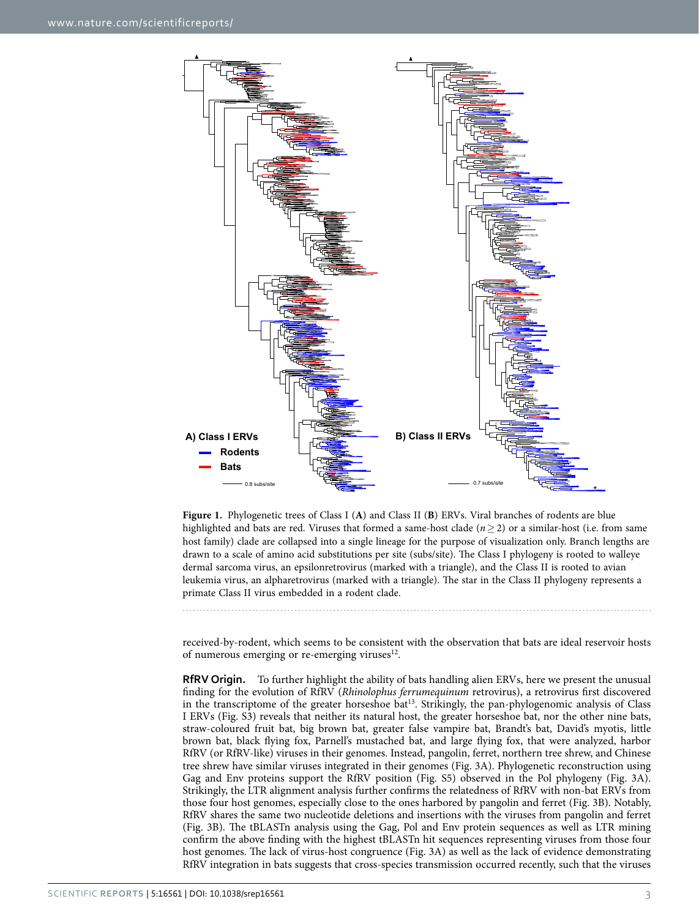Figure 1. Phylogenetic trees of Class I (**A**) and Class II (**B**) ERVs. Viral branches of rodents are blue highlighted and bats are red. Viruses that formed a same-host clade ($n \geq 2$) or a similar-host (i.e. from same host family) clade are collapsed into a single lineage for the purpose of visualization only. Branch lengths are drawn to a scale of amino acid substitutions per site (subs/site). The Class I phylogeny is rooted to walleye dermal sarcoma virus, an epsilonretrovirus (marked with a triangle), and the Class II is rooted to avian leukemia virus, an alpharetrovirus (marked with a triangle). The star in the Class II phylogeny represents a primate Class II virus embedded in a rodent clade.

received-by-rodent, which seems to be consistent with the observation that bats are ideal reservoir hosts of numerous emerging or re-emerging viruses[12].

**RfRV Origin.** To further highlight the ability of bats handling alien ERVs, here we present the unusual finding for the evolution of RfRV (*Rhinolophus ferrumequinum* retrovirus), a retrovirus first discovered in the transcriptome of the greater horseshoe bat[13]. Strikingly, the pan-phylogenomic analysis of Class I ERVs (Fig. S3) reveals that neither its natural host, the greater horseshoe bat, nor the other nine bats, straw-coloured fruit bat, big brown bat, greater false vampire bat, Brandt's bat, David's myotis, little brown bat, black flying fox, Parnell's mustached bat, and large flying fox, that were analyzed, harbor RfRV (or RfRV-like) viruses in their genomes. Instead, pangolin, ferret, northern tree shrew, and Chinese tree shrew have similar viruses integrated in their genomes (Fig. 3A). Phylogenetic reconstruction using Gag and Env proteins support the RfRV position (Fig. S5) observed in the Pol phylogeny (Fig. 3A). Strikingly, the LTR alignment analysis further confirms the relatedness of RfRV with non-bat ERVs from those four host genomes, especially close to the ones harbored by pangolin and ferret (Fig. 3B). Notably, RfRV shares the same two nucleotide deletions and insertions with the viruses from pangolin and ferret (Fig. 3B). The tBLASTn analysis using the Gag, Pol and Env protein sequences as well as LTR mining confirm the above finding with the highest tBLASTn hit sequences representing viruses from those four host genomes. The lack of virus-host congruence (Fig. 3A) as well as the lack of evidence demonstrating RfRV integration in bats suggests that cross-species transmission occurred recently, such that the viruses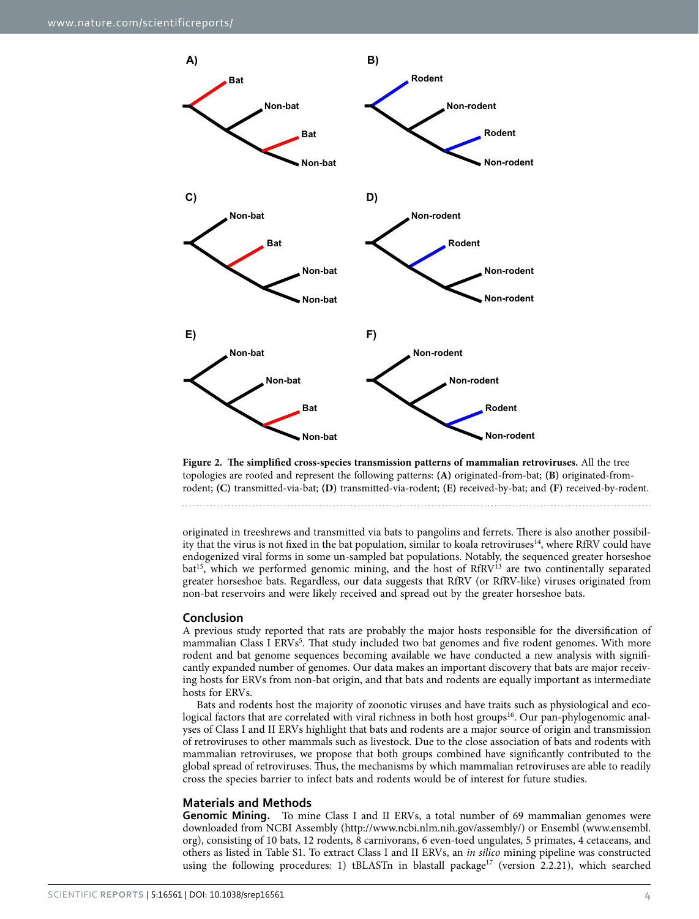**Figure 2. The simplified cross-species transmission patterns of mammalian retroviruses.** All the tree topologies are rooted and represent the following patterns: **(A)** originated-from-bat; **(B)** originated-from-rodent; **(C)** transmitted-via-bat; **(D)** transmitted-via-rodent; **(E)** received-by-bat; and **(F)** received-by-rodent.

originated in treeshrews and transmitted via bats to pangolins and ferrets. There is also another possibility that the virus is not fixed in the bat population, similar to koala retroviruses[14], where RfRV could have endogenized viral forms in some un-sampled bat populations. Notably, the sequenced greater horseshoe bat[15], which we performed genomic mining, and the host of RfRV[13] are two continentally separated greater horseshoe bats. Regardless, our data suggests that RfRV (or RfRV-like) viruses originated from non-bat reservoirs and were likely received and spread out by the greater horseshoe bats.

## Conclusion

A previous study reported that rats are probably the major hosts responsible for the diversification of mammalian Class I ERVs[5]. That study included two bat genomes and five rodent genomes. With more rodent and bat genome sequences becoming available we have conducted a new analysis with significantly expanded number of genomes. Our data makes an important discovery that bats are major receiving hosts for ERVs from non-bat origin, and that bats and rodents are equally important as intermediate hosts for ERVs.

Bats and rodents host the majority of zoonotic viruses and have traits such as physiological and ecological factors that are correlated with viral richness in both host groups[16]. Our pan-phylogenomic analyses of Class I and II ERVs highlight that bats and rodents are a major source of origin and transmission of retroviruses to other mammals such as livestock. Due to the close association of bats and rodents with mammalian retroviruses, we propose that both groups combined have significantly contributed to the global spread of retroviruses. Thus, the mechanisms by which mammalian retroviruses are able to readily cross the species barrier to infect bats and rodents would be of interest for future studies.

## Materials and Methods

**Genomic Mining.** To mine Class I and II ERVs, a total number of 69 mammalian genomes were downloaded from NCBI Assembly (http://www.ncbi.nlm.nih.gov/assembly/) or Ensembl (www.ensembl.org), consisting of 10 bats, 12 rodents, 8 carnivorans, 6 even-toed ungulates, 5 primates, 4 cetaceans, and others as listed in Table S1. To extract Class I and II ERVs, an *in silico* mining pipeline was constructed using the following procedures: 1) tBLASTn in blastall package[17] (version 2.2.21), which searched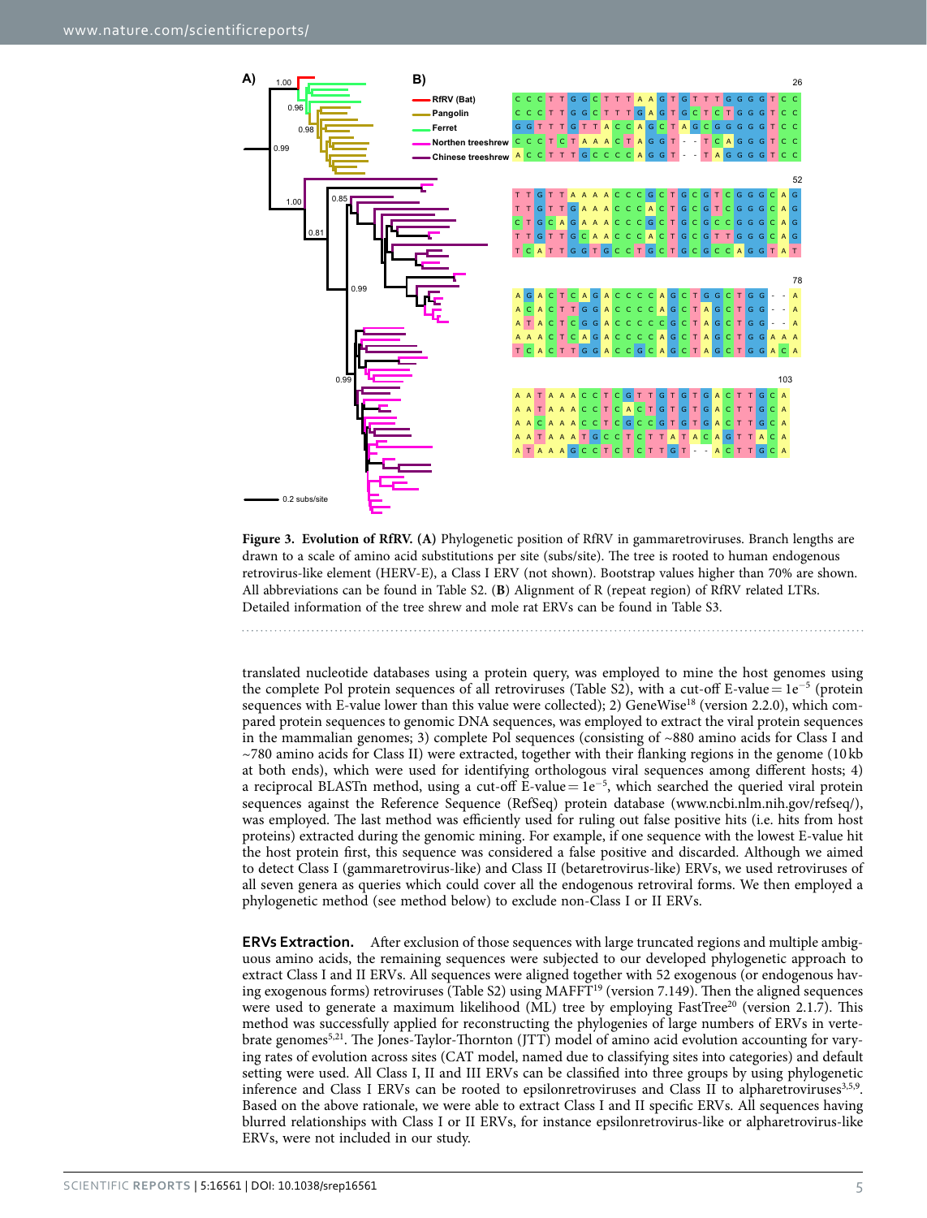**Figure 3. Evolution of RfRV. (A)** Phylogenetic position of RfRV in gammaretroviruses. Branch lengths are drawn to a scale of amino acid substitutions per site (subs/site). The tree is rooted to human endogenous retrovirus-like element (HERV-E), a Class I ERV (not shown). Bootstrap values higher than 70% are shown. All abbreviations can be found in Table S2. (**B**) Alignment of R (repeat region) of RfRV related LTRs. Detailed information of the tree shrew and mole rat ERVs can be found in Table S3.

translated nucleotide databases using a protein query, was employed to mine the host genomes using the complete Pol protein sequences of all retroviruses (Table S2), with a cut-off E-value = $1e^{-5}$ (protein sequences with E-value lower than this value were collected); 2) GeneWise[18] (version 2.2.0), which compared protein sequences to genomic DNA sequences, was employed to extract the viral protein sequences in the mammalian genomes; 3) complete Pol sequences (consisting of ~880 amino acids for Class I and ~780 amino acids for Class II) were extracted, together with their flanking regions in the genome (10 kb at both ends), which were used for identifying orthologous viral sequences among different hosts; 4) a reciprocal BLASTn method, using a cut-off E-value = $1e^{-5}$, which searched the queried viral protein sequences against the Reference Sequence (RefSeq) protein database (www.ncbi.nlm.nih.gov/refseq/), was employed. The last method was efficiently used for ruling out false positive hits (i.e. hits from host proteins) extracted during the genomic mining. For example, if one sequence with the lowest E-value hit the host protein first, this sequence was considered a false positive and discarded. Although we aimed to detect Class I (gammaretrovirus-like) and Class II (betaretrovirus-like) ERVs, we used retroviruses of all seven genera as queries which could cover all the endogenous retroviral forms. We then employed a phylogenetic method (see method below) to exclude non-Class I or II ERVs.

**ERVs Extraction.** After exclusion of those sequences with large truncated regions and multiple ambiguous amino acids, the remaining sequences were subjected to our developed phylogenetic approach to extract Class I and II ERVs. All sequences were aligned together with 52 exogenous (or endogenous having exogenous forms) retroviruses (Table S2) using MAFFT[19] (version 7.149). Then the aligned sequences were used to generate a maximum likelihood (ML) tree by employing FastTree[20] (version 2.1.7). This method was successfully applied for reconstructing the phylogenies of large numbers of ERVs in vertebrate genomes[5,21]. The Jones-Taylor-Thornton (JTT) model of amino acid evolution accounting for varying rates of evolution across sites (CAT model, named due to classifying sites into categories) and default setting were used. All Class I, II and III ERVs can be classified into three groups by using phylogenetic inference and Class I ERVs can be rooted to epsilonretroviruses and Class II to alpharetroviruses[3,5,9]. Based on the above rationale, we were able to extract Class I and II specific ERVs. All sequences having blurred relationships with Class I or II ERVs, for instance epsilonretrovirus-like or alpharetrovirus-like ERVs, were not included in our study.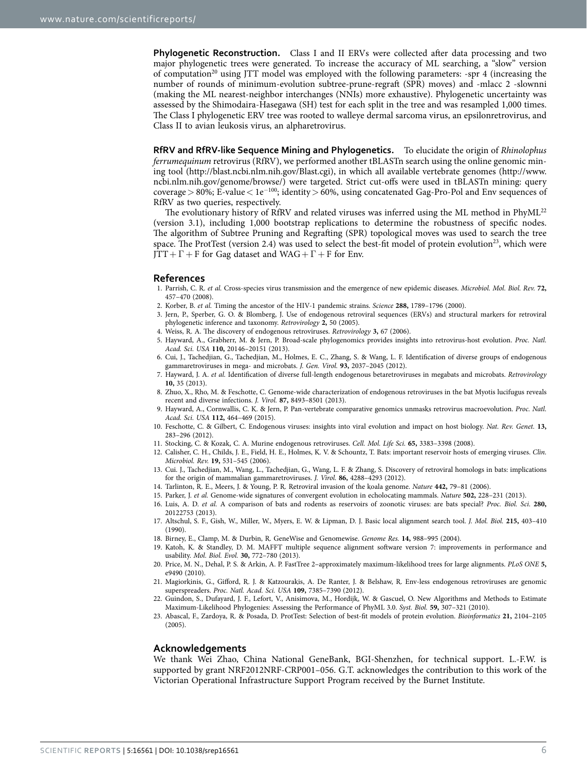**Phylogenetic Reconstruction.** Class I and II ERVs were collected after data processing and two major phylogenetic trees were generated. To increase the accuracy of ML searching, a "slow" version of computation[20] using JTT model was employed with the following parameters: -spr 4 (increasing the number of rounds of minimum-evolution subtree-prune-regraft (SPR) moves) and -mlacc 2 -slownni (making the ML nearest-neighbor interchanges (NNIs) more exhaustive). Phylogenetic uncertainty was assessed by the Shimodaira-Hasegawa (SH) test for each split in the tree and was resampled 1,000 times. The Class I phylogenetic ERV tree was rooted to walleye dermal sarcoma virus, an epsilonretrovirus, and Class II to avian leukosis virus, an alpharetrovirus.

**RfRV and RfRV-like Sequence Mining and Phylogenetics.** To elucidate the origin of *Rhinolophus ferrumequinum* retrovirus (RfRV), we performed another tBLASTn search using the online genomic mining tool (http://blast.ncbi.nlm.nih.gov/Blast.cgi), in which all available vertebrate genomes (http://www.ncbi.nlm.nih.gov/genome/browse/) were targeted. Strict cut-offs were used in tBLASTn mining: query coverage > 80%; E-value < $1e^{-100}$; identity > 60%, using concatenated Gag-Pro-Pol and Env sequences of RfRV as two queries, respectively.

The evolutionary history of RfRV and related viruses was inferred using the ML method in PhyML[22] (version 3.1), including 1,000 bootstrap replications to determine the robustness of specific nodes. The algorithm of Subtree Pruning and Regrafting (SPR) topological moves was used to search the tree space. The ProtTest (version 2.4) was used to select the best-fit model of protein evolution[23], which were $\text{JTT} + \Gamma + \text{F}$ for Gag dataset and $\text{WAG} + \Gamma + \text{F}$ for Env.

## References

1. Parrish, C. R. *et al.* Cross-species virus transmission and the emergence of new epidemic diseases. *Microbiol. Mol. Biol. Rev.* **72,** 457–470 (2008).
2. Korber, B. *et al.* Timing the ancestor of the HIV-1 pandemic strains. *Science* **288,** 1789–1796 (2000).
3. Jern, P., Sperber, G. O. & Blomberg, J. Use of endogenous retroviral sequences (ERVs) and structural markers for retroviral phylogenetic inference and taxonomy. *Retrovirology* **2,** 50 (2005).
4. Weiss, R. A. The discovery of endogenous retroviruses. *Retrovirology* **3,** 67 (2006).
5. Hayward, A., Grabherr, M. & Jern, P. Broad-scale phylogenomics provides insights into retrovirus-host evolution. *Proc. Natl. Acad. Sci. USA* **110,** 20146–20151 (2013).
6. Cui, J., Tachedjian, G., Tachedjian, M., Holmes, E. C., Zhang, S. & Wang, L. F. Identification of diverse groups of endogenous gammaretroviruses in mega- and microbats. *J. Gen. Virol.* **93,** 2037–2045 (2012).
7. Hayward, J. A. *et al.* Identification of diverse full-length endogenous betaretroviruses in megabats and microbats. *Retrovirology* **10,** 35 (2013).
8. Zhuo, X., Rho, M. & Feschotte, C. Genome-wide characterization of endogenous retroviruses in the bat Myotis lucifugus reveals recent and diverse infections. *J. Virol.* **87,** 8493–8501 (2013).
9. Hayward, A., Cornwallis, C. K. & Jern, P. Pan-vertebrate comparative genomics unmasks retrovirus macroevolution. *Proc. Natl. Acad. Sci. USA* **112,** 464–469 (2015).
10. Feschotte, C. & Gilbert, C. Endogenous viruses: insights into viral evolution and impact on host biology. *Nat. Rev. Genet.* **13,** 283–296 (2012).
11. Stocking, C. & Kozak, C. A. Murine endogenous retroviruses. *Cell. Mol. Life Sci.* **65,** 3383–3398 (2008).
12. Calisher, C. H., Childs, J. E., Field, H. E., Holmes, K. V. & Schountz, T. Bats: important reservoir hosts of emerging viruses. *Clin. Microbiol. Rev.* **19,** 531–545 (2006).
13. Cui. J., Tachedjian, M., Wang, L., Tachedjian, G., Wang, L. F. & Zhang, S. Discovery of retroviral homologs in bats: implications for the origin of mammalian gammaretroviruses. *J. Virol.* **86,** 4288–4293 (2012).
14. Tarlinton, R. E., Meers, J. & Young, P. R. Retroviral invasion of the koala genome. *Nature* **442,** 79–81 (2006).
15. Parker, J. *et al.* Genome-wide signatures of convergent evolution in echolocating mammals. *Nature* **502,** 228–231 (2013).
16. Luis, A. D. *et al.* A comparison of bats and rodents as reservoirs of zoonotic viruses: are bats special? *Proc. Biol. Sci.* **280,** 20122753 (2013).
17. Altschul, S. F., Gish, W., Miller, W., Myers, E. W. & Lipman, D. J. Basic local alignment search tool. *J. Mol. Biol.* **215,** 403–410 (1990).
18. Birney, E., Clamp, M. & Durbin, R. GeneWise and Genomewise. *Genome Res.* **14,** 988–995 (2004).
19. Katoh, K. & Standley, D. M. MAFFT multiple sequence alignment software version 7: improvements in performance and usability. *Mol. Biol. Evol.* **30,** 772–780 (2013).
20. Price, M. N., Dehal, P. S. & Arkin, A. P. FastTree 2–approximately maximum-likelihood trees for large alignments. *PLoS ONE* **5,** e9490 (2010).
21. Magiorkinis, G., Gifford, R. J. & Katzourakis, A. De Ranter, J. & Belshaw, R. Env-less endogenous retroviruses are genomic superspreaders. *Proc. Natl. Acad. Sci. USA* **109,** 7385–7390 (2012).
22. Guindon, S., Dufayard, J. F., Lefort, V., Anisimova, M., Hordijk, W. & Gascuel, O. New Algorithms and Methods to Estimate Maximum-Likelihood Phylogenies: Assessing the Performance of PhyML 3.0. *Syst. Biol.* **59,** 307–321 (2010).
23. Abascal, F., Zardoya, R. & Posada, D. ProtTest: Selection of best-fit models of protein evolution. *Bioinformatics* **21,** 2104–2105 (2005).

## Acknowledgements

We thank Wei Zhao, China National GeneBank, BGI-Shenzhen, for technical support. L.-F.W. is supported by grant NRF2012NRF-CRP001–056. G.T. acknowledges the contribution to this work of the Victorian Operational Infrastructure Support Program received by the Burnet Institute.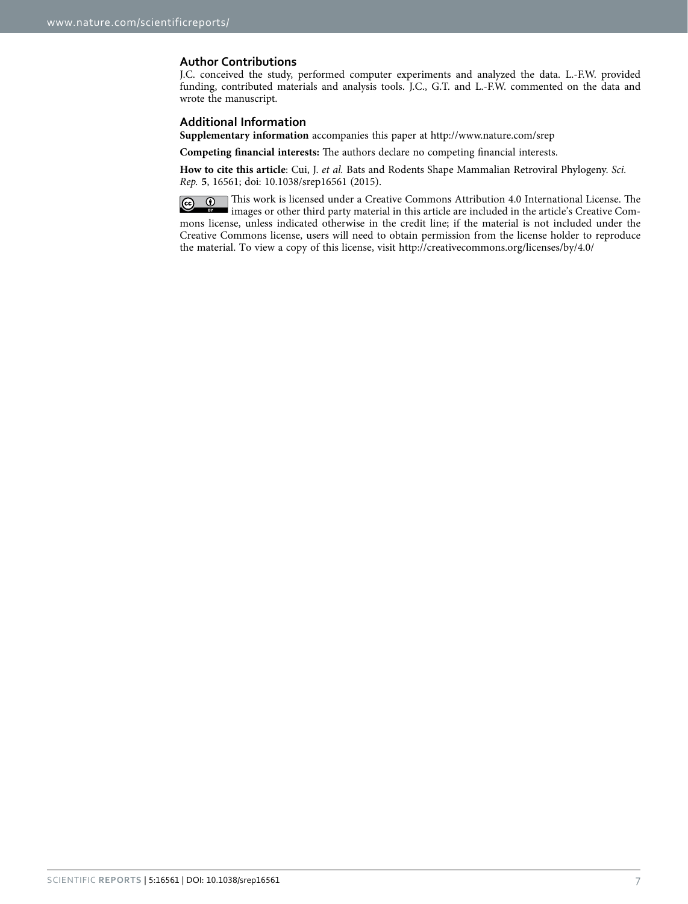## Author Contributions

J.C. conceived the study, performed computer experiments and analyzed the data. L.-F.W. provided funding, contributed materials and analysis tools. J.C., G.T. and L.-F.W. commented on the data and wrote the manuscript.

## Additional Information

**Supplementary information** accompanies this paper at http://www.nature.com/srep

**Competing financial interests:** The authors declare no competing financial interests.

**How to cite this article**: Cui, J. *et al.* Bats and Rodents Shape Mammalian Retroviral Phylogeny. *Sci. Rep.* **5**, 16561; doi: 10.1038/srep16561 (2015).

This work is licensed under a Creative Commons Attribution 4.0 International License. The images or other third party material in this article are included in the article's Creative Commons license, unless indicated otherwise in the credit line; if the material is not included under the Creative Commons license, users will need to obtain permission from the license holder to reproduce the material. To view a copy of this license, visit http://creativecommons.org/licenses/by/4.0/